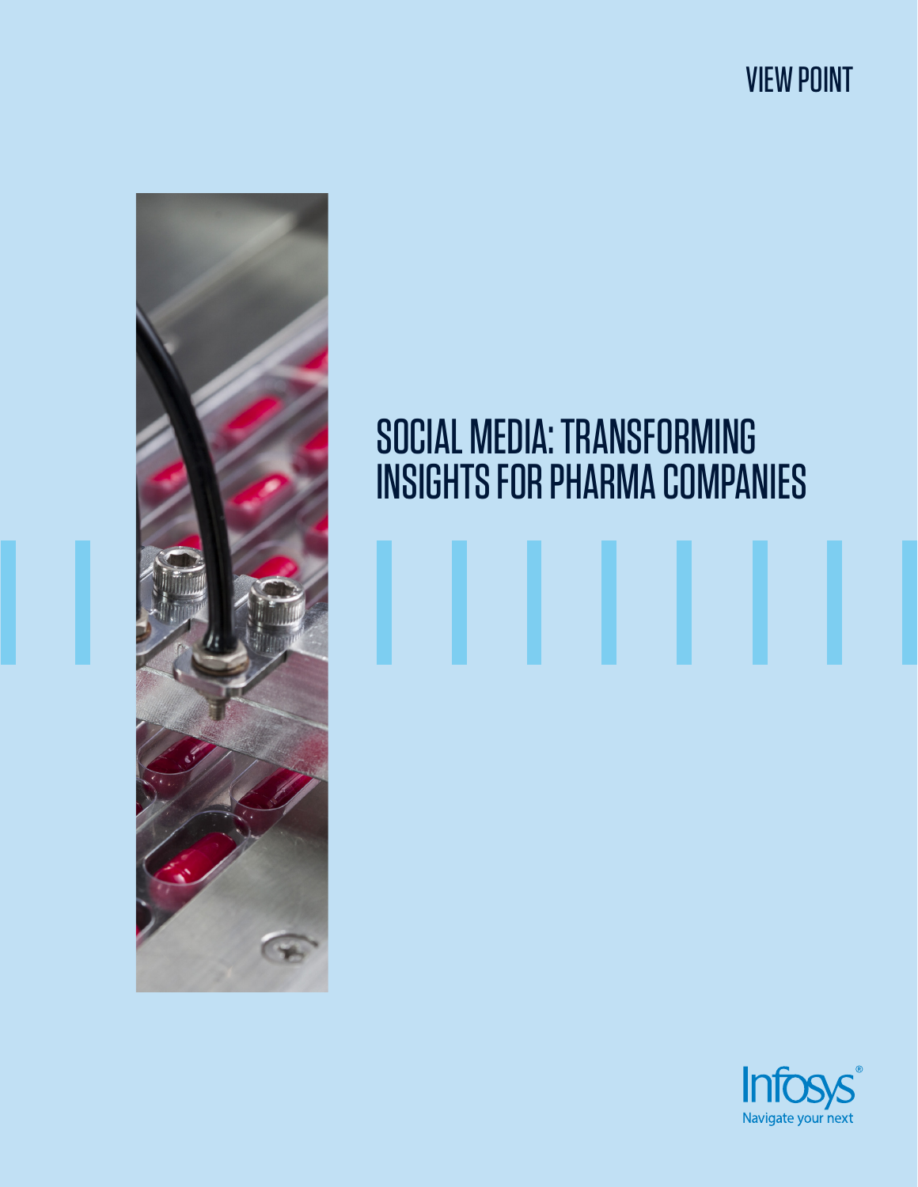VIEW POINT

# SOCIAL MEDIA: TRANSFORMING INSIGHTS FOR PHARMA COMPANIES

Infosys®
Navigate your next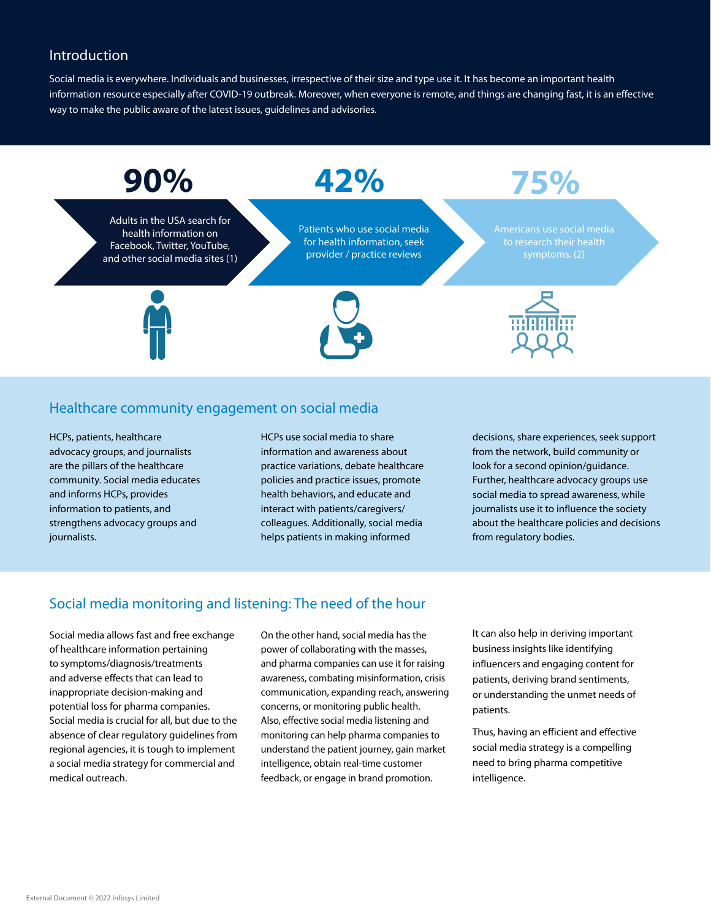## Introduction

Social media is everywhere. Individuals and businesses, irrespective of their size and type use it. It has become an important health information resource especially after COVID-19 outbreak. Moreover, when everyone is remote, and things are changing fast, it is an effective way to make the public aware of the latest issues, guidelines and advisories.

**90%**

Adults in the USA search for health information on Facebook, Twitter, YouTube, and other social media sites (1)

**42%**

Patients who use social media for health information, seek provider / practice reviews

**75%**

Americans use social media to research their health symptoms. (2)

## Healthcare community engagement on social media

HCPs, patients, healthcare advocacy groups, and journalists are the pillars of the healthcare community. Social media educates and informs HCPs, provides information to patients, and strengthens advocacy groups and journalists.

HCPs use social media to share information and awareness about practice variations, debate healthcare policies and practice issues, promote health behaviors, and educate and interact with patients/caregivers/colleagues. Additionally, social media helps patients in making informed decisions, share experiences, seek support from the network, build community or look for a second opinion/guidance. Further, healthcare advocacy groups use social media to spread awareness, while journalists use it to influence the society about the healthcare policies and decisions from regulatory bodies.

## Social media monitoring and listening: The need of the hour

Social media allows fast and free exchange of healthcare information pertaining to symptoms/diagnosis/treatments and adverse effects that can lead to inappropriate decision-making and potential loss for pharma companies. Social media is crucial for all, but due to the absence of clear regulatory guidelines from regional agencies, it is tough to implement a social media strategy for commercial and medical outreach.

On the other hand, social media has the power of collaborating with the masses, and pharma companies can use it for raising awareness, combating misinformation, crisis communication, expanding reach, answering concerns, or monitoring public health. Also, effective social media listening and monitoring can help pharma companies to understand the patient journey, gain market intelligence, obtain real-time customer feedback, or engage in brand promotion.

It can also help in deriving important business insights like identifying influencers and engaging content for patients, deriving brand sentiments, or understanding the unmet needs of patients.

Thus, having an efficient and effective social media strategy is a compelling need to bring pharma competitive intelligence.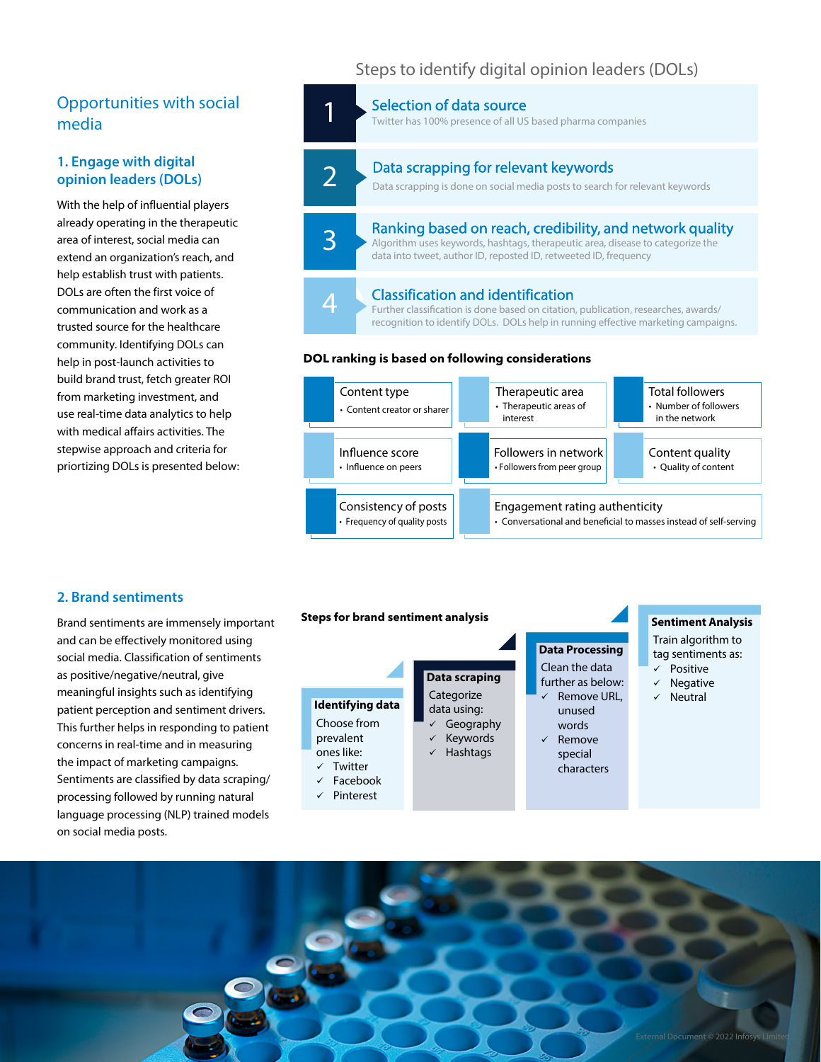## Opportunities with social media

### 1. Engage with digital opinion leaders (DOLs)

With the help of influential players already operating in the therapeutic area of interest, social media can extend an organization's reach, and help establish trust with patients. DOLs are often the first voice of communication and work as a trusted source for the healthcare community. Identifying DOLs can help in post-launch activities to build brand trust, fetch greater ROI from marketing investment, and use real-time data analytics to help with medical affairs activities. The stepwise approach and criteria for priortizing DOLs is presented below:

#### Steps to identify digital opinion leaders (DOLs)

1. **Selection of data source**
   Twitter has 100% presence of all US based pharma companies
2. **Data scrapping for relevant keywords**
   Data scrapping is done on social media posts to search for relevant keywords
3. **Ranking based on reach, credibility, and network quality**
   Algorithm uses keywords, hashtags, therapeutic area, disease to categorize the data into tweet, author ID, reposted ID, retweeted ID, frequency
4. **Classification and identification**
   Further classification is done based on citation, publication, researches, awards/recognition to identify DOLs. DOLs help in running effective marketing campaigns.

**DOL ranking is based on following considerations**

- **Content type**
  - Content creator or sharer
- **Therapeutic area**
  - Therapeutic areas of interest
- **Total followers**
  - Number of followers in the network
- **Influence score**
  - Influence on peers
- **Followers in network**
  - Followers from peer group
- **Content quality**
  - Quality of content
- **Consistency of posts**
  - Frequency of quality posts
- **Engagement rating authenticity**
  - Conversational and beneficial to masses instead of self-serving

### 2. Brand sentiments

Brand sentiments are immensely important and can be effectively monitored using social media. Classification of sentiments as positive/negative/neutral, give meaningful insights such as identifying patient perception and sentiment drivers. This further helps in responding to patient concerns in real-time and in measuring the impact of marketing campaigns. Sentiments are classified by data scraping/processing followed by running natural language processing (NLP) trained models on social media posts.

**Steps for brand sentiment analysis**

- **Identifying data**
  Choose from prevalent ones like:
  - ✓ Twitter
  - ✓ Facebook
  - ✓ Pinterest
- **Data scraping**
  Categorize data using:
  - ✓ Geography
  - ✓ Keywords
  - ✓ Hashtags
- **Data Processing**
  Clean the data further as below:
  - ✓ Remove URL, unused words
  - ✓ Remove special characters
- **Sentiment Analysis**
  Train algorithm to tag sentiments as:
  - ✓ Positive
  - ✓ Negative
  - ✓ Neutral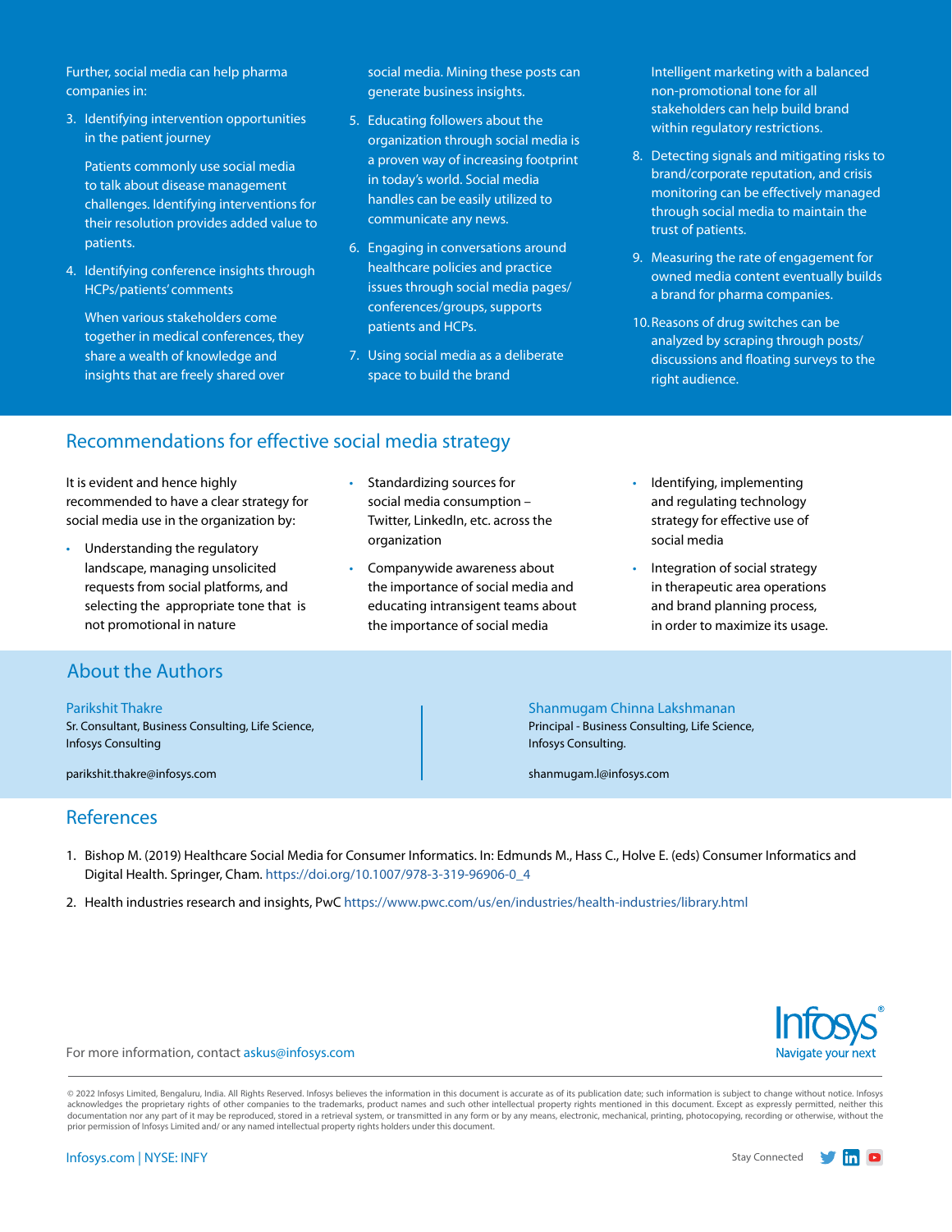Further, social media can help pharma companies in:

3. Identifying intervention opportunities in the patient journey

   Patients commonly use social media to talk about disease management challenges. Identifying interventions for their resolution provides added value to patients.

4. Identifying conference insights through HCPs/patients' comments

   When various stakeholders come together in medical conferences, they share a wealth of knowledge and insights that are freely shared over social media. Mining these posts can generate business insights.

5. Educating followers about the organization through social media is a proven way of increasing footprint in today's world. Social media handles can be easily utilized to communicate any news.

6. Engaging in conversations around healthcare policies and practice issues through social media pages/ conferences/groups, supports patients and HCPs.

7. Using social media as a deliberate space to build the brand

   Intelligent marketing with a balanced non-promotional tone for all stakeholders can help build brand within regulatory restrictions.

8. Detecting signals and mitigating risks to brand/corporate reputation, and crisis monitoring can be effectively managed through social media to maintain the trust of patients.

9. Measuring the rate of engagement for owned media content eventually builds a brand for pharma companies.

10. Reasons of drug switches can be analyzed by scraping through posts/ discussions and floating surveys to the right audience.

## Recommendations for effective social media strategy

It is evident and hence highly recommended to have a clear strategy for social media use in the organization by:

- Understanding the regulatory landscape, managing unsolicited requests from social platforms, and selecting the appropriate tone that is not promotional in nature
- Standardizing sources for social media consumption – Twitter, LinkedIn, etc. across the organization
- Companywide awareness about the importance of social media and educating intransigent teams about the importance of social media
- Identifying, implementing and regulating technology strategy for effective use of social media
- Integration of social strategy in therapeutic area operations and brand planning process, in order to maximize its usage.

## About the Authors

**Parikshit Thakre**
Sr. Consultant, Business Consulting, Life Science,
Infosys Consulting

parikshit.thakre@infosys.com

**Shanmugam Chinna Lakshmanan**
Principal - Business Consulting, Life Science,
Infosys Consulting.

shanmugam.l@infosys.com

## References

1. Bishop M. (2019) Healthcare Social Media for Consumer Informatics. In: Edmunds M., Hass C., Holve E. (eds) Consumer Informatics and Digital Health. Springer, Cham. https://doi.org/10.1007/978-3-319-96906-0_4
2. Health industries research and insights, PwC https://www.pwc.com/us/en/industries/health-industries/library.html

For more information, contact askus@infosys.com

Infosys® Navigate your next

© 2022 Infosys Limited, Bengaluru, India. All Rights Reserved. Infosys believes the information in this document is accurate as of its publication date; such information is subject to change without notice. Infosys acknowledges the proprietary rights of other companies to the trademarks, product names and such other intellectual property rights mentioned in this document. Except as expressly permitted, neither this documentation nor any part of it may be reproduced, stored in a retrieval system, or transmitted in any form or by any means, electronic, mechanical, printing, photocopying, recording or otherwise, without the prior permission of Infosys Limited and/ or any named intellectual property rights holders under this document.

Infosys.com | NYSE: INFY

Stay Connected